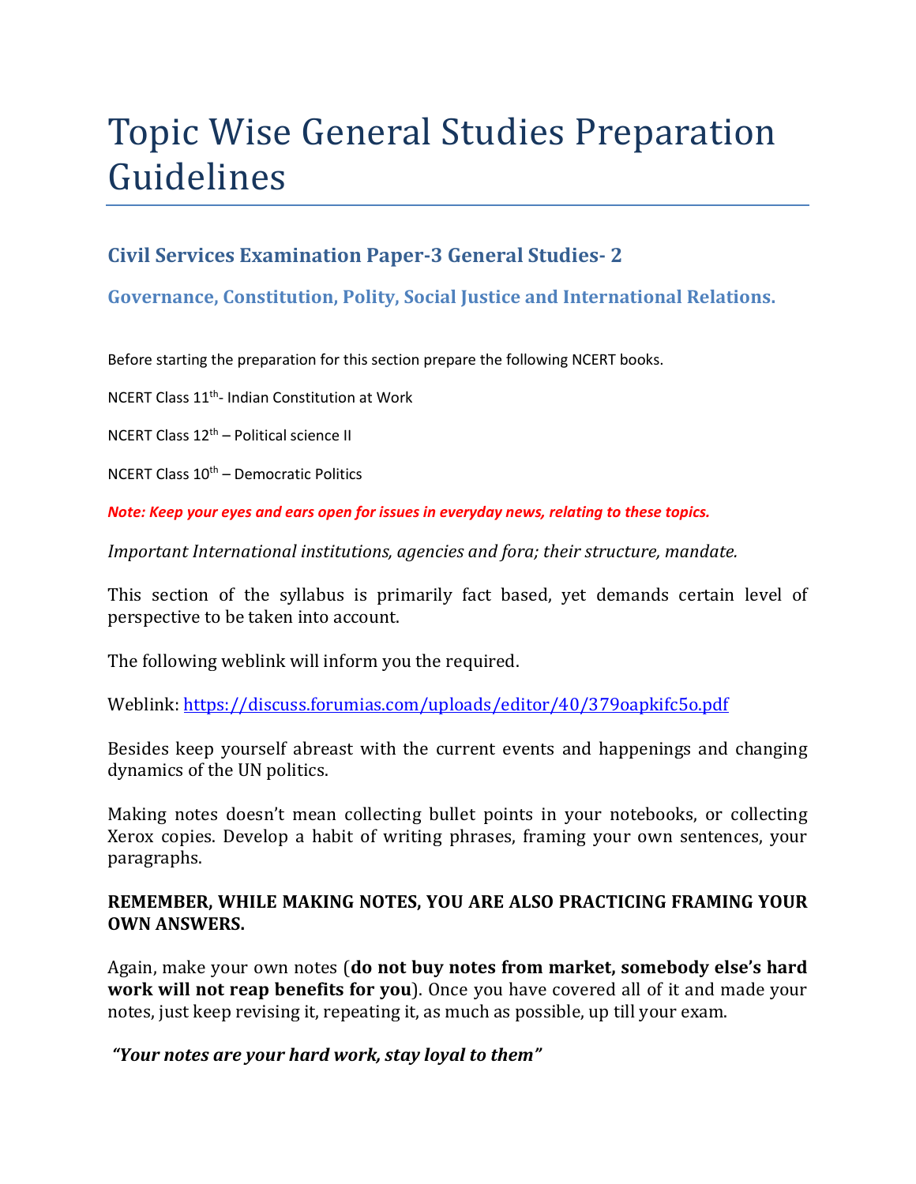# Topic Wise General Studies Preparation Guidelines

## Civil Services Examination Paper-3 General Studies- 2

### Governance, Constitution, Polity, Social Justice and International Relations.

Before starting the preparation for this section prepare the following NCERT books.

NCERT Class 11th- Indian Constitution at Work

NCERT Class 12th – Political science II

NCERT Class 10th – Democratic Politics

***Note: Keep your eyes and ears open for issues in everyday news, relating to these topics.***

*Important International institutions, agencies and fora; their structure, mandate.*

This section of the syllabus is primarily fact based, yet demands certain level of perspective to be taken into account.

The following weblink will inform you the required.

Weblink: https://discuss.forumias.com/uploads/editor/40/379oapkifc5o.pdf

Besides keep yourself abreast with the current events and happenings and changing dynamics of the UN politics.

Making notes doesn't mean collecting bullet points in your notebooks, or collecting Xerox copies. Develop a habit of writing phrases, framing your own sentences, your paragraphs.

**REMEMBER, WHILE MAKING NOTES, YOU ARE ALSO PRACTICING FRAMING YOUR OWN ANSWERS.**

Again, make your own notes (**do not buy notes from market, somebody else's hard work will not reap benefits for you**). Once you have covered all of it and made your notes, just keep revising it, repeating it, as much as possible, up till your exam.

***"Your notes are your hard work, stay loyal to them"***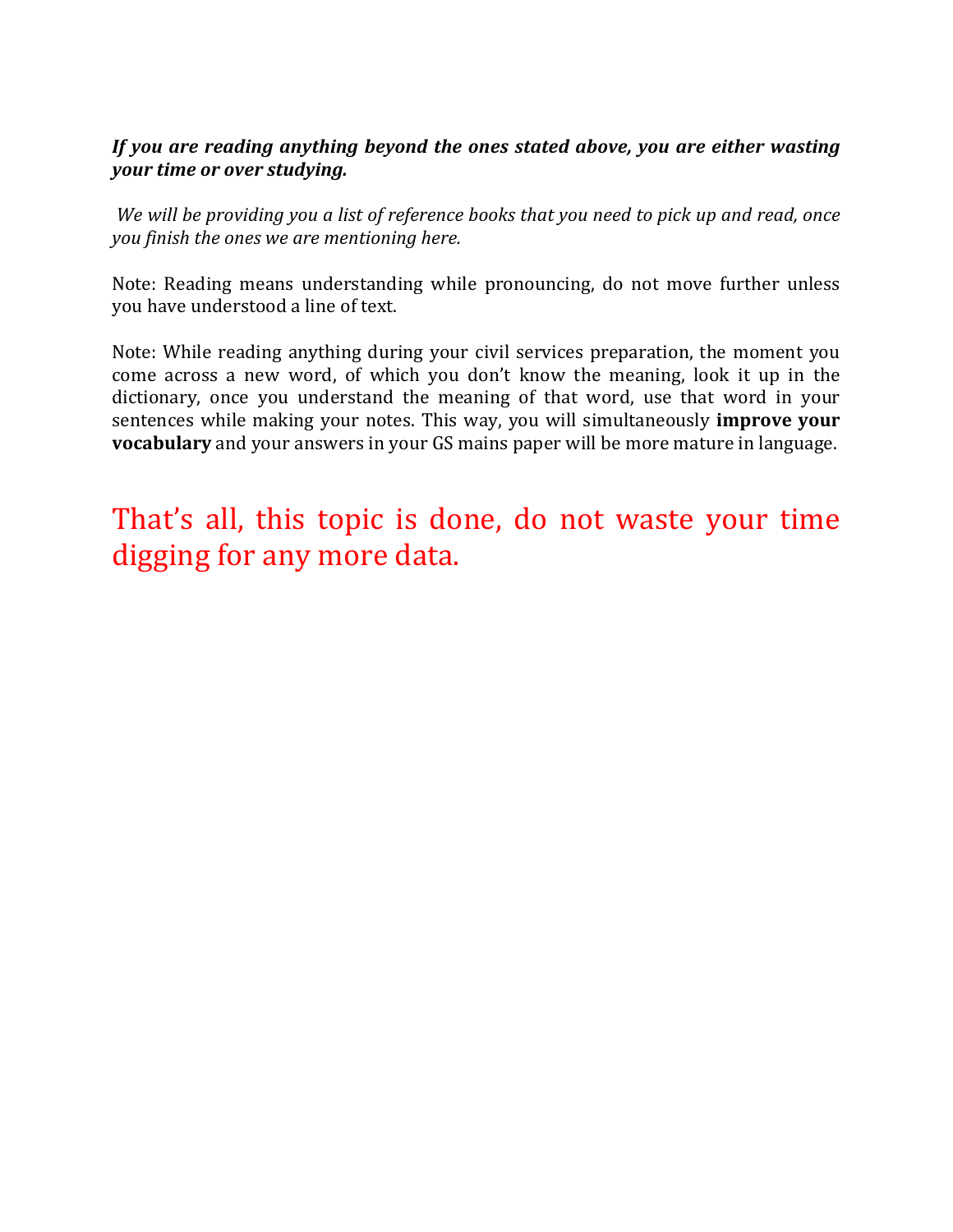***If you are reading anything beyond the ones stated above, you are either wasting your time or over studying.***

*We will be providing you a list of reference books that you need to pick up and read, once you finish the ones we are mentioning here.*

Note: Reading means understanding while pronouncing, do not move further unless you have understood a line of text.

Note: While reading anything during your civil services preparation, the moment you come across a new word, of which you don't know the meaning, look it up in the dictionary, once you understand the meaning of that word, use that word in your sentences while making your notes. This way, you will simultaneously **improve your vocabulary** and your answers in your GS mains paper will be more mature in language.

That's all, this topic is done, do not waste your time digging for any more data.